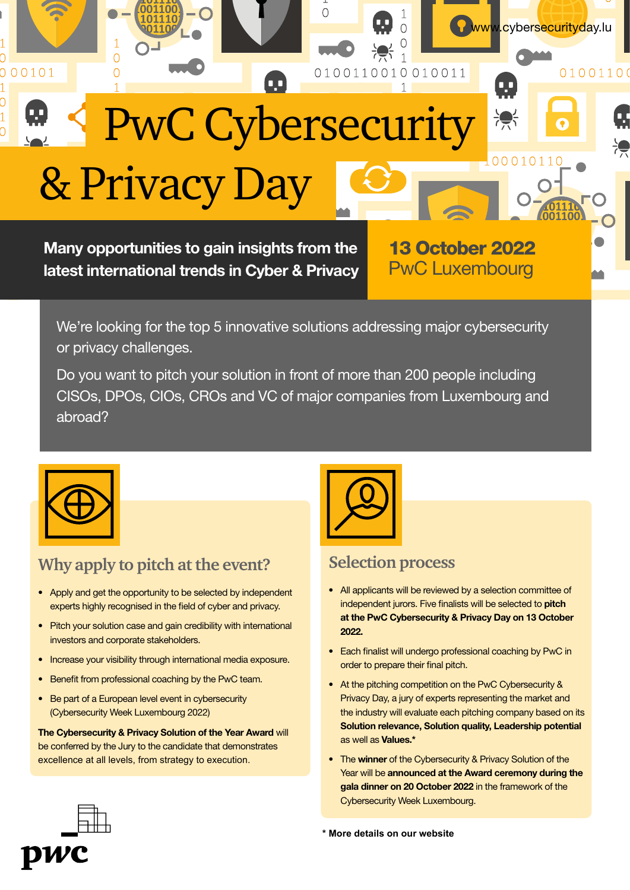www.cybersecurityday.lu

# PwC Cybersecurity & Privacy Day

**Many opportunities to gain insights from the latest international trends in Cyber & Privacy**

**13 October 2022**
PwC Luxembourg

We're looking for the top 5 innovative solutions addressing major cybersecurity or privacy challenges.

Do you want to pitch your solution in front of more than 200 people including CISOs, DPOs, CIOs, CROs and VC of major companies from Luxembourg and abroad?

## Why apply to pitch at the event?

- Apply and get the opportunity to be selected by independent experts highly recognised in the field of cyber and privacy.
- Pitch your solution case and gain credibility with international investors and corporate stakeholders.
- Increase your visibility through international media exposure.
- Benefit from professional coaching by the PwC team.
- Be part of a European level event in cybersecurity (Cybersecurity Week Luxembourg 2022)

**The Cybersecurity & Privacy Solution of the Year Award** will be conferred by the Jury to the candidate that demonstrates excellence at all levels, from strategy to execution.

## Selection process

- All applicants will be reviewed by a selection committee of independent jurors. Five finalists will be selected to **pitch at the PwC Cybersecurity & Privacy Day on 13 October 2022.**
- Each finalist will undergo professional coaching by PwC in order to prepare their final pitch.
- At the pitching competition on the PwC Cybersecurity & Privacy Day, a jury of experts representing the market and the industry will evaluate each pitching company based on its **Solution relevance, Solution quality, Leadership potential** as well as **Values.***
- The **winner** of the Cybersecurity & Privacy Solution of the Year will be **announced at the Award ceremony during the gala dinner on 20 October 2022** in the framework of the Cybersecurity Week Luxembourg.

**\* More details on our website**

pwc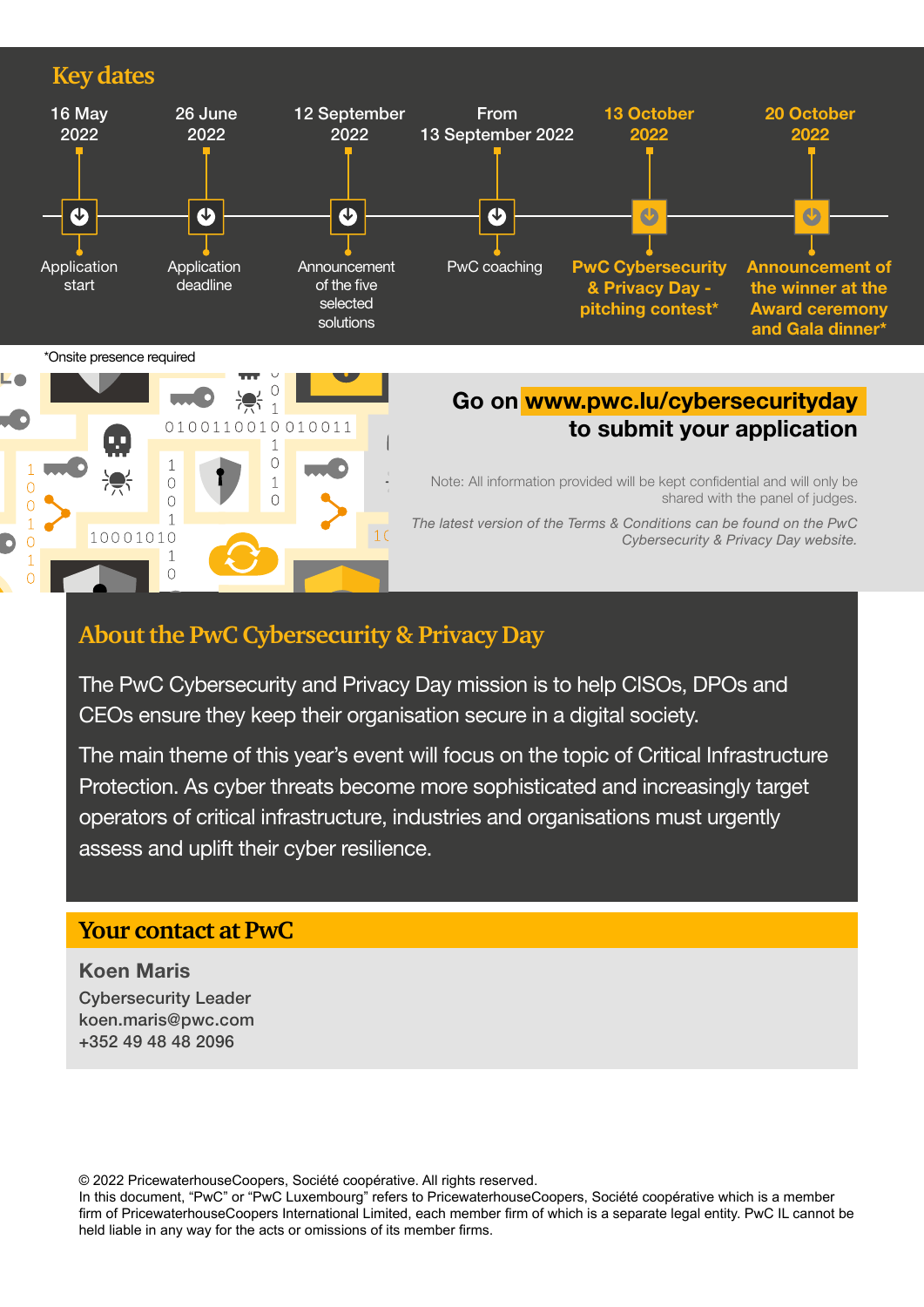## Key dates

- **16 May 2022** – Application start
- **26 June 2022** – Application deadline
- **12 September 2022** – Announcement of the five selected solutions
- **From 13 September 2022** – PwC coaching
- **13 October 2022** – **PwC Cybersecurity & Privacy Day - pitching contest***
- **20 October 2022** – **Announcement of the winner at the Award ceremony and Gala dinner***

*Onsite presence required

**Go on www.pwc.lu/cybersecurityday to submit your application**

Note: All information provided will be kept confidential and will only be shared with the panel of judges.

*The latest version of the Terms & Conditions can be found on the PwC Cybersecurity & Privacy Day website.*

## About the PwC Cybersecurity & Privacy Day

The PwC Cybersecurity and Privacy Day mission is to help CISOs, DPOs and CEOs ensure they keep their organisation secure in a digital society.

The main theme of this year's event will focus on the topic of Critical Infrastructure Protection. As cyber threats become more sophisticated and increasingly target operators of critical infrastructure, industries and organisations must urgently assess and uplift their cyber resilience.

## Your contact at PwC

**Koen Maris**
Cybersecurity Leader
koen.maris@pwc.com
+352 49 48 48 2096

© 2022 PricewaterhouseCoopers, Société coopérative. All rights reserved.
In this document, "PwC" or "PwC Luxembourg" refers to PricewaterhouseCoopers, Société coopérative which is a member firm of PricewaterhouseCoopers International Limited, each member firm of which is a separate legal entity. PwC IL cannot be held liable in any way for the acts or omissions of its member firms.